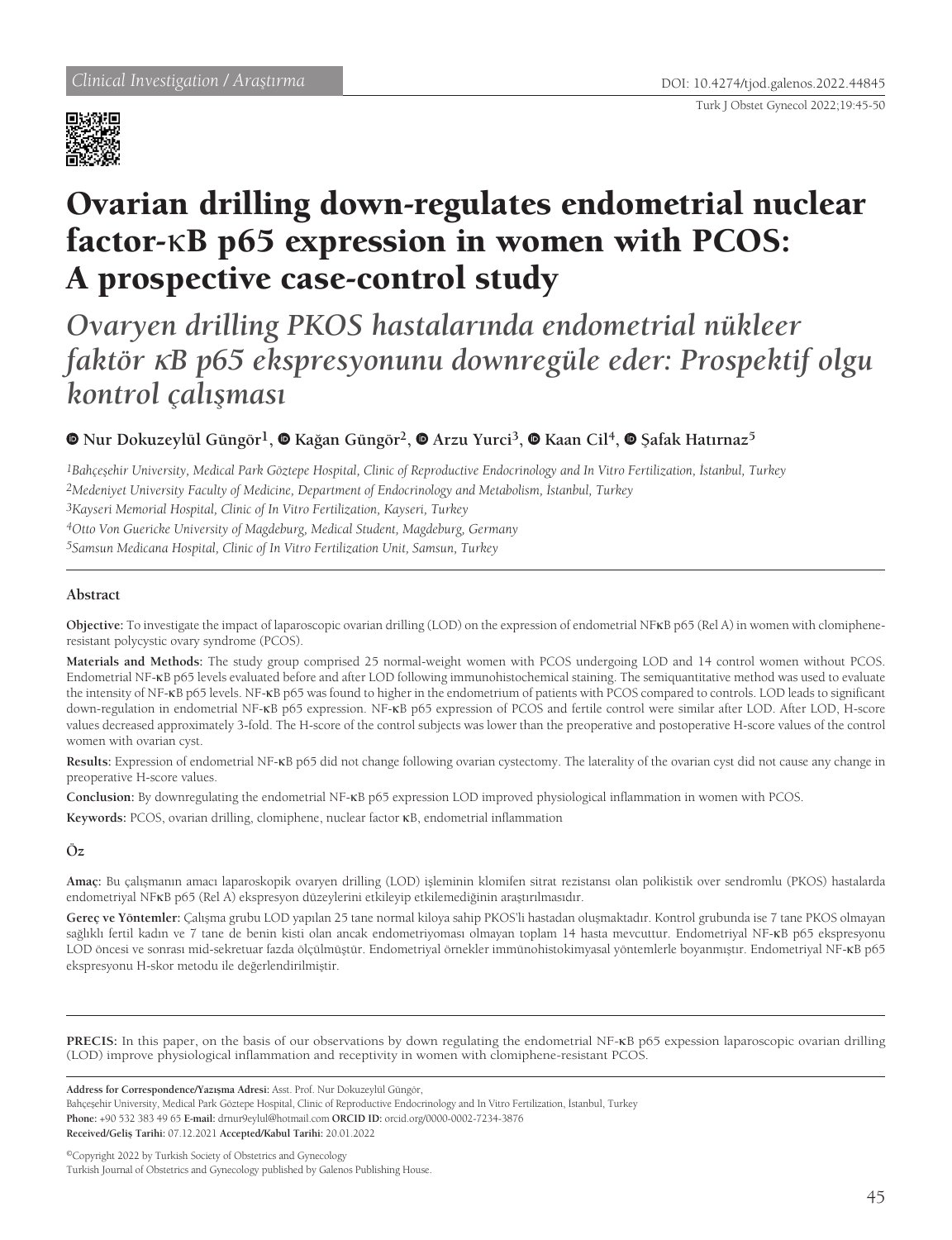Clinical Investigation / Araştırma

DOI: 10.4274/tjod.galenos.2022.44845

# Ovarian drilling down-regulates endometrial nuclear factor-κB p65 expression in women with PCOS: A prospective case-control study

## *Ovaryen drilling PKOS hastalarında endometrial nükleer faktör κB p65 ekspresyonunu downregüle eder: Prospektif olgu kontrol çalışması*

**Nur Dokuzeylül Güngör[1], Kağan Güngör[2], Arzu Yurci[3], Kaan Cil[4], Şafak Hatırnaz[5]**

*[1]Bahçeşehir University, Medical Park Göztepe Hospital, Clinic of Reproductive Endocrinology and In Vitro Fertilization, İstanbul, Turkey*
*[2]Medeniyet University Faculty of Medicine, Department of Endocrinology and Metabolism, İstanbul, Turkey*
*[3]Kayseri Memorial Hospital, Clinic of In Vitro Fertilization, Kayseri, Turkey*
*[4]Otto Von Guericke University of Magdeburg, Medical Student, Magdeburg, Germany*
*[5]Samsun Medicana Hospital, Clinic of In Vitro Fertilization Unit, Samsun, Turkey*

### Abstract

**Objective:** To investigate the impact of laparoscopic ovarian drilling (LOD) on the expression of endometrial NFκB p65 (Rel A) in women with clomiphene-resistant polycystic ovary syndrome (PCOS).

**Materials and Methods:** The study group comprised 25 normal-weight women with PCOS undergoing LOD and 14 control women without PCOS. Endometrial NF-κB p65 levels evaluated before and after LOD following immunohistochemical staining. The semiquantitative method was used to evaluate the intensity of NF-κB p65 levels. NF-κB p65 was found to higher in the endometrium of patients with PCOS compared to controls. LOD leads to significant down-regulation in endometrial NF-κB p65 expression. NF-κB p65 expression of PCOS and fertile control were similar after LOD. After LOD, H-score values decreased approximately 3-fold. The H-score of the control subjects was lower than the preoperative and postoperative H-score values of the control women with ovarian cyst.

**Results:** Expression of endometrial NF-κB p65 did not change following ovarian cystectomy. The laterality of the ovarian cyst did not cause any change in preoperative H-score values.

**Conclusion:** By downregulating the endometrial NF-κB p65 expression LOD improved physiological inflammation in women with PCOS.

**Keywords:** PCOS, ovarian drilling, clomiphene, nuclear factor κB, endometrial inflammation

### Öz

**Amaç:** Bu çalışmanın amacı laparoskopik ovaryen drilling (LOD) işleminin klomifen sitrat rezistansı olan polikistik over sendromlu (PKOS) hastalarda endometriyal NFκB p65 (Rel A) ekspresyon düzeylerini etkileyip etkilemediğinin araştırılmasıdır.

**Gereç ve Yöntemler:** Çalışma grubu LOD yapılan 25 tane normal kiloya sahip PKOS'li hastadan oluşmaktadır. Kontrol grubunda ise 7 tane PKOS olmayan sağlıklı fertil kadın ve 7 tane de benin kisti olan ancak endometriyoması olmayan toplam 14 hasta mevcuttur. Endometriyal NF-κB p65 ekspresyonu LOD öncesi ve sonrası mid-sekretuar fazda ölçülmüştür. Endometriyal örnekler immünohistokimyasal yöntemlerle boyanmıştır. Endometriyal NF-κB p65 ekspresyonu H-skor metodu ile değerlendirilmiştir.

**PRECIS:** In this paper, on the basis of our observations by down regulating the endometrial NF-κB p65 expession laparoscopic ovarian drilling (LOD) improve physiological inflammation and receptivity in women with clomiphene-resistant PCOS.

**Address for Correspondence/Yazışma Adresi:** Asst. Prof. Nur Dokuzeylül Güngör,
Bahçeşehir University, Medical Park Göztepe Hospital, Clinic of Reproductive Endocrinology and In Vitro Fertilization, İstanbul, Turkey
**Phone:** +90 532 383 49 65 **E-mail:** drnur9eylul@hotmail.com **ORCID ID:** orcid.org/0000-0002-7234-3876
**Received/Geliş Tarihi:** 07.12.2021 **Accepted/Kabul Tarihi:** 20.01.2022

©Copyright 2022 by Turkish Society of Obstetrics and Gynecology
Turkish Journal of Obstetrics and Gynecology published by Galenos Publishing House.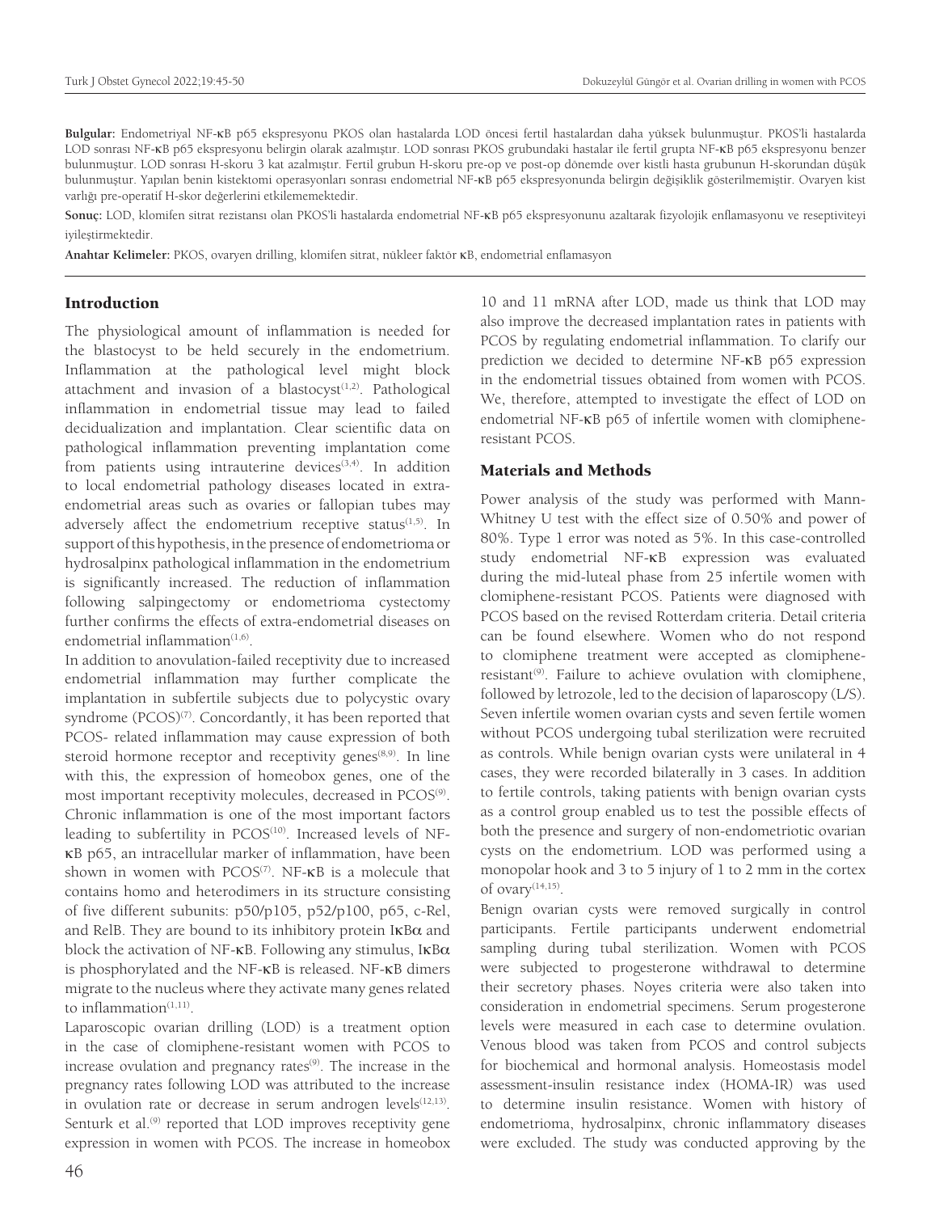**Bulgular:** Endometriyal NF-κB p65 ekspresyonu PKOS olan hastalarda LOD öncesi fertil hastalardan daha yüksek bulunmuştur. PKOS'li hastalarda LOD sonrası NF-κB p65 ekspresyonu belirgin olarak azalmıştır. LOD sonrası PKOS grubundaki hastalar ile fertil grupta NF-κB p65 ekspresyonu benzer bulunmuştur. LOD sonrası H-skoru 3 kat azalmıştır. Fertil grubun H-skoru pre-op ve post-op dönemde over kistli hasta grubunun H-skorundan düşük bulunmuştur. Yapılan benin kistektomi operasyonları sonrası endometrial NF-κB p65 ekspresyonunda belirgin değişiklik gösterilmemiştir. Ovaryen kist varlığı pre-operatif H-skor değerlerini etkilememektedir.

**Sonuç:** LOD, klomifen sitrat rezistansı olan PKOS'li hastalarda endometrial NF-κB p65 ekspresyonunu azaltarak fizyolojik enflamasyonu ve reseptiviteyi iyileştirmektedir.

**Anahtar Kelimeler:** PKOS, ovaryen drilling, klomifen sitrat, nükleer faktör κB, endometrial enflamasyon

## Introduction

The physiological amount of inflammation is needed for the blastocyst to be held securely in the endometrium. Inflammation at the pathological level might block attachment and invasion of a blastocyst[1,2]. Pathological inflammation in endometrial tissue may lead to failed decidualization and implantation. Clear scientific data on pathological inflammation preventing implantation come from patients using intrauterine devices[3,4]. In addition to local endometrial pathology diseases located in extra-endometrial areas such as ovaries or fallopian tubes may adversely affect the endometrium receptive status[1,5]. In support of this hypothesis, in the presence of endometrioma or hydrosalpinx pathological inflammation in the endometrium is significantly increased. The reduction of inflammation following salpingectomy or endometrioma cystectomy further confirms the effects of extra-endometrial diseases on endometrial inflammation[1,6].

In addition to anovulation-failed receptivity due to increased endometrial inflammation may further complicate the implantation in subfertile subjects due to polycystic ovary syndrome (PCOS)[7]. Concordantly, it has been reported that PCOS- related inflammation may cause expression of both steroid hormone receptor and receptivity genes[8,9]. In line with this, the expression of homeobox genes, one of the most important receptivity molecules, decreased in PCOS[9]. Chronic inflammation is one of the most important factors leading to subfertility in PCOS[10]. Increased levels of NF-κB p65, an intracellular marker of inflammation, have been shown in women with PCOS[7]. NF-κB is a molecule that contains homo and heterodimers in its structure consisting of five different subunits: p50/p105, p52/p100, p65, c-Rel, and RelB. They are bound to its inhibitory protein IκBα and block the activation of NF-κB. Following any stimulus, IκBα is phosphorylated and the NF-κB is released. NF-κB dimers migrate to the nucleus where they activate many genes related to inflammation[1,11].

Laparoscopic ovarian drilling (LOD) is a treatment option in the case of clomiphene-resistant women with PCOS to increase ovulation and pregnancy rates[9]. The increase in the pregnancy rates following LOD was attributed to the increase in ovulation rate or decrease in serum androgen levels[12,13]. Senturk et al.[9] reported that LOD improves receptivity gene expression in women with PCOS. The increase in homeobox 10 and 11 mRNA after LOD, made us think that LOD may also improve the decreased implantation rates in patients with PCOS by regulating endometrial inflammation. To clarify our prediction we decided to determine NF-κB p65 expression in the endometrial tissues obtained from women with PCOS. We, therefore, attempted to investigate the effect of LOD on endometrial NF-κB p65 of infertile women with clomiphene-resistant PCOS.

## Materials and Methods

Power analysis of the study was performed with Mann-Whitney U test with the effect size of 0.50% and power of 80%. Type 1 error was noted as 5%. In this case-controlled study endometrial NF-κB expression was evaluated during the mid-luteal phase from 25 infertile women with clomiphene-resistant PCOS. Patients were diagnosed with PCOS based on the revised Rotterdam criteria. Detail criteria can be found elsewhere. Women who do not respond to clomiphene treatment were accepted as clomiphene-resistant[9]. Failure to achieve ovulation with clomiphene, followed by letrozole, led to the decision of laparoscopy (L/S). Seven infertile women ovarian cysts and seven fertile women without PCOS undergoing tubal sterilization were recruited as controls. While benign ovarian cysts were unilateral in 4 cases, they were recorded bilaterally in 3 cases. In addition to fertile controls, taking patients with benign ovarian cysts as a control group enabled us to test the possible effects of both the presence and surgery of non-endometriotic ovarian cysts on the endometrium. LOD was performed using a monopolar hook and 3 to 5 injury of 1 to 2 mm in the cortex of ovary[14,15].

Benign ovarian cysts were removed surgically in control participants. Fertile participants underwent endometrial sampling during tubal sterilization. Women with PCOS were subjected to progesterone withdrawal to determine their secretory phases. Noyes criteria were also taken into consideration in endometrial specimens. Serum progesterone levels were measured in each case to determine ovulation. Venous blood was taken from PCOS and control subjects for biochemical and hormonal analysis. Homeostasis model assessment-insulin resistance index (HOMA-IR) was used to determine insulin resistance. Women with history of endometrioma, hydrosalpinx, chronic inflammatory diseases were excluded. The study was conducted approving by the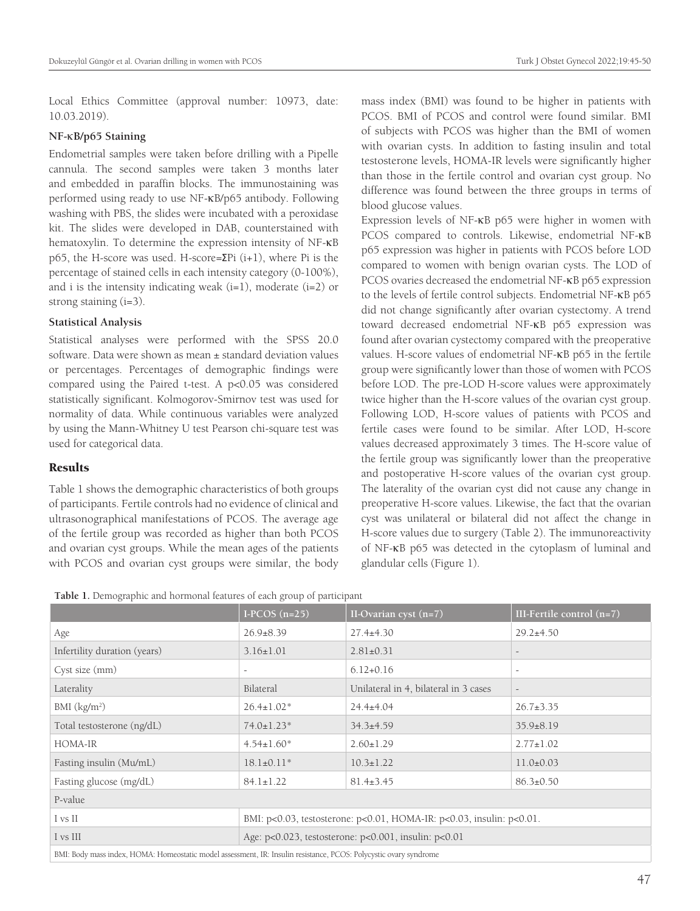Local Ethics Committee (approval number: 10973, date: 10.03.2019).

### NF-κB/p65 Staining

Endometrial samples were taken before drilling with a Pipelle cannula. The second samples were taken 3 months later and embedded in paraffin blocks. The immunostaining was performed using ready to use NF-κB/p65 antibody. Following washing with PBS, the slides were incubated with a peroxidase kit. The slides were developed in DAB, counterstained with hematoxylin. To determine the expression intensity of NF-κB p65, the H-score was used. H-score=$\Sigma$Pi (i+1), where Pi is the percentage of stained cells in each intensity category (0-100%), and i is the intensity indicating weak (i=1), moderate (i=2) or strong staining (i=3).

### Statistical Analysis

Statistical analyses were performed with the SPSS 20.0 software. Data were shown as mean ± standard deviation values or percentages. Percentages of demographic findings were compared using the Paired t-test. A p<0.05 was considered statistically significant. Kolmogorov-Smirnov test was used for normality of data. While continuous variables were analyzed by using the Mann-Whitney U test Pearson chi-square test was used for categorical data.

## Results

Table 1 shows the demographic characteristics of both groups of participants. Fertile controls had no evidence of clinical and ultrasonographical manifestations of PCOS. The average age of the fertile group was recorded as higher than both PCOS and ovarian cyst groups. While the mean ages of the patients with PCOS and ovarian cyst groups were similar, the body mass index (BMI) was found to be higher in patients with PCOS. BMI of PCOS and control were found similar. BMI of subjects with PCOS was higher than the BMI of women with ovarian cysts. In addition to fasting insulin and total testosterone levels, HOMA-IR levels were significantly higher than those in the fertile control and ovarian cyst group. No difference was found between the three groups in terms of blood glucose values.

Expression levels of NF-κB p65 were higher in women with PCOS compared to controls. Likewise, endometrial NF-κB p65 expression was higher in patients with PCOS before LOD compared to women with benign ovarian cysts. The LOD of PCOS ovaries decreased the endometrial NF-κB p65 expression to the levels of fertile control subjects. Endometrial NF-κB p65 did not change significantly after ovarian cystectomy. A trend toward decreased endometrial NF-κB p65 expression was found after ovarian cystectomy compared with the preoperative values. H-score values of endometrial NF-κB p65 in the fertile group were significantly lower than those of women with PCOS before LOD. The pre-LOD H-score values were approximately twice higher than the H-score values of the ovarian cyst group. Following LOD, H-score values of patients with PCOS and fertile cases were found to be similar. After LOD, H-score values decreased approximately 3 times. The H-score value of the fertile group was significantly lower than the preoperative and postoperative H-score values of the ovarian cyst group. The laterality of the ovarian cyst did not cause any change in preoperative H-score values. Likewise, the fact that the ovarian cyst was unilateral or bilateral did not affect the change in H-score values due to surgery (Table 2). The immunoreactivity of NF-κB p65 was detected in the cytoplasm of luminal and glandular cells (Figure 1).

**Table 1.** Demographic and hormonal features of each group of participant

| | I-PCOS (n=25) | II-Ovarian cyst (n=7) | III-Fertile control (n=7) |
|---|---|---|---|
| Age | 26.9±8.39 | 27.4±4.30 | 29.2±4.50 |
| Infertility duration (years) | 3.16±1.01 | 2.81±0.31 | - |
| Cyst size (mm) | - | 6.12+0.16 | - |
| Laterality | Bilateral | Unilateral in 4, bilateral in 3 cases | - |
| BMI (kg/m²) | 26.4±1.02* | 24.4±4.04 | 26.7±3.35 |
| Total testosterone (ng/dL) | 74.0±1.23* | 34.3±4.59 | 35.9±8.19 |
| HOMA-IR | 4.54±1.60* | 2.60±1.29 | 2.77±1.02 |
| Fasting insulin (Mu/mL) | 18.1±0.11* | 10.3±1.22 | 11.0±0.03 |
| Fasting glucose (mg/dL) | 84.1±1.22 | 81.4±3.45 | 86.3±0.50 |
| P-value | | | |
| I vs II | BMI: p<0.03, testosterone: p<0.01, HOMA-IR: p<0.03, insulin: p<0.01. | | |
| I vs III | Age: p<0.023, testosterone: p<0.001, insulin: p<0.01 | | |

BMI: Body mass index, HOMA: Homeostatic model assessment, IR: Insulin resistance, PCOS: Polycystic ovary syndrome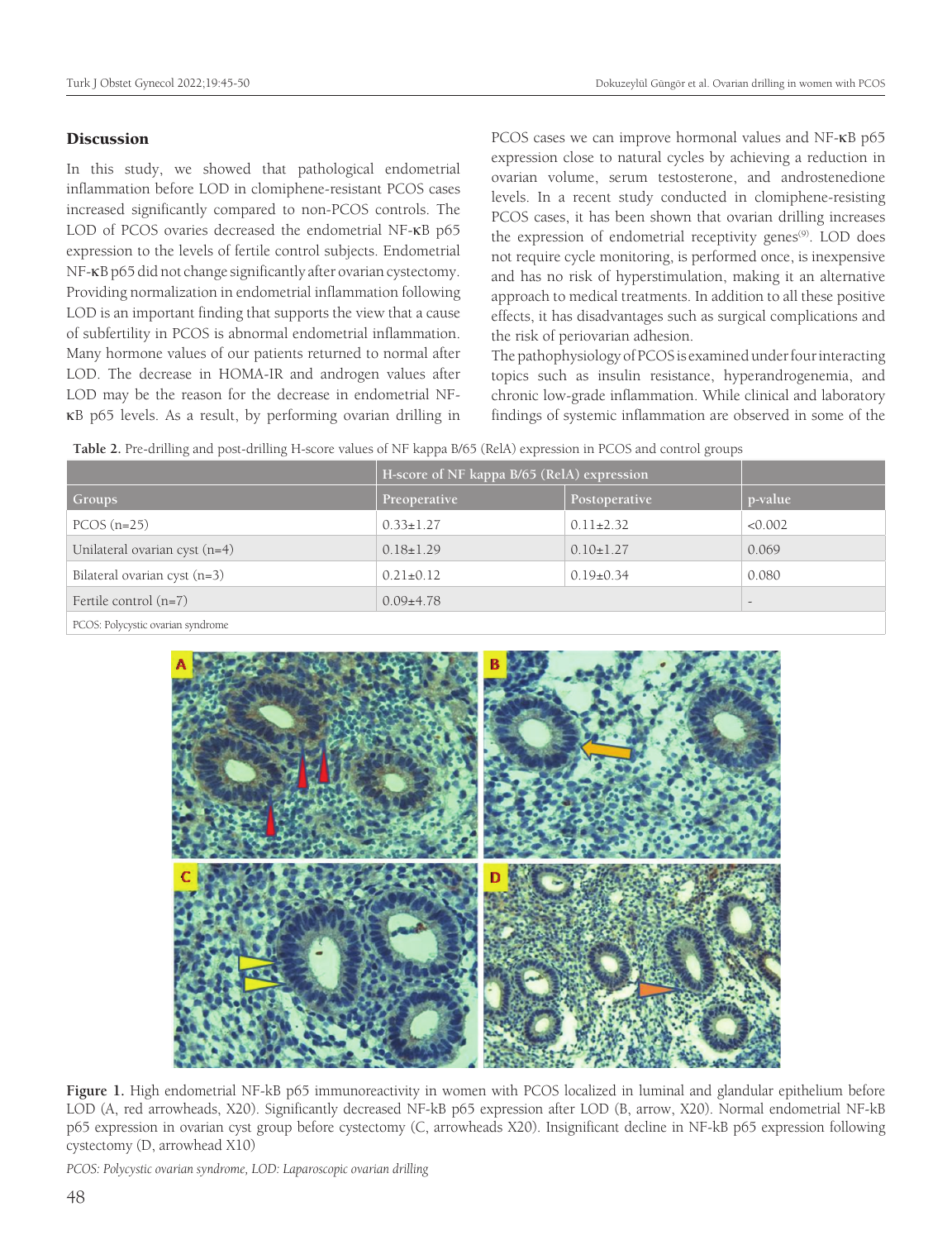## Discussion

In this study, we showed that pathological endometrial inflammation before LOD in clomiphene-resistant PCOS cases increased significantly compared to non-PCOS controls. The LOD of PCOS ovaries decreased the endometrial NF-κB p65 expression to the levels of fertile control subjects. Endometrial NF-κB p65 did not change significantly after ovarian cystectomy. Providing normalization in endometrial inflammation following LOD is an important finding that supports the view that a cause of subfertility in PCOS is abnormal endometrial inflammation. Many hormone values of our patients returned to normal after LOD. The decrease in HOMA-IR and androgen values after LOD may be the reason for the decrease in endometrial NF-κB p65 levels. As a result, by performing ovarian drilling in PCOS cases we can improve hormonal values and NF-κB p65 expression close to natural cycles by achieving a reduction in ovarian volume, serum testosterone, and androstenedione levels. In a recent study conducted in clomiphene-resisting PCOS cases, it has been shown that ovarian drilling increases the expression of endometrial receptivity genes[9]. LOD does not require cycle monitoring, is performed once, is inexpensive and has no risk of hyperstimulation, making it an alternative approach to medical treatments. In addition to all these positive effects, it has disadvantages such as surgical complications and the risk of periovarian adhesion.

The pathophysiology of PCOS is examined under four interacting topics such as insulin resistance, hyperandrogenemia, and chronic low-grade inflammation. While clinical and laboratory findings of systemic inflammation are observed in some of the

**Table 2.** Pre-drilling and post-drilling H-score values of NF kappa B/65 (RelA) expression in PCOS and control groups

| | H-score of NF kappa B/65 (RelA) expression | | |
|---|---|---|---|
| Groups | Preoperative | Postoperative | p-value |
| PCOS (n=25) | 0.33±1.27 | 0.11±2.32 | <0.002 |
| Unilateral ovarian cyst (n=4) | 0.18±1.29 | 0.10±1.27 | 0.069 |
| Bilateral ovarian cyst (n=3) | 0.21±0.12 | 0.19±0.34 | 0.080 |
| Fertile control (n=7) | 0.09±4.78 | | - |

PCOS: Polycystic ovarian syndrome

**Figure 1.** High endometrial NF-kB p65 immunoreactivity in women with PCOS localized in luminal and glandular epithelium before LOD (A, red arrowheads, X20). Significantly decreased NF-kB p65 expression after LOD (B, arrow, X20). Normal endometrial NF-kB p65 expression in ovarian cyst group before cystectomy (C, arrowheads X20). Insignificant decline in NF-kB p65 expression following cystectomy (D, arrowhead X10)

*PCOS: Polycystic ovarian syndrome, LOD: Laparoscopic ovarian drilling*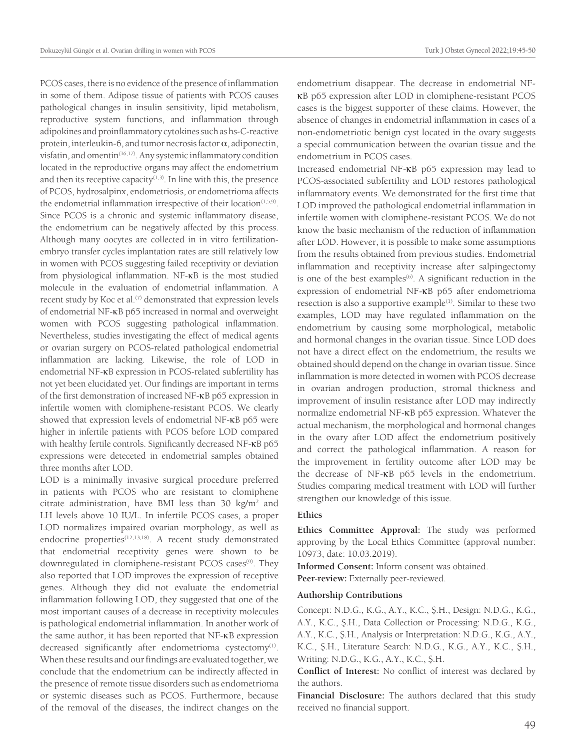PCOS cases, there is no evidence of the presence of inflammation in some of them. Adipose tissue of patients with PCOS causes pathological changes in insulin sensitivity, lipid metabolism, reproductive system functions, and inflammation through adipokines and proinflammatory cytokines such as hs-C-reactive protein, interleukin-6, and tumor necrosis factor α, adiponectin, visfatin, and omentin[16,17]. Any systemic inflammatory condition located in the reproductive organs may affect the endometrium and then its receptive capacity[1,3]. In line with this, the presence of PCOS, hydrosalpinx, endometriosis, or endometrioma affects the endometrial inflammation irrespective of their location[1,5,9]. Since PCOS is a chronic and systemic inflammatory disease, the endometrium can be negatively affected by this process. Although many oocytes are collected in in vitro fertilization-embryo transfer cycles implantation rates are still relatively low in women with PCOS suggesting failed receptivity or deviation from physiological inflammation. NF-κB is the most studied molecule in the evaluation of endometrial inflammation. A recent study by Koc et al.[7] demonstrated that expression levels of endometrial NF-κB p65 increased in normal and overweight women with PCOS suggesting pathological inflammation. Nevertheless, studies investigating the effect of medical agents or ovarian surgery on PCOS-related pathological endometrial inflammation are lacking. Likewise, the role of LOD in endometrial NF-κB expression in PCOS-related subfertility has not yet been elucidated yet. Our findings are important in terms of the first demonstration of increased NF-κB p65 expression in infertile women with clomiphene-resistant PCOS. We clearly showed that expression levels of endometrial NF-κB p65 were higher in infertile patients with PCOS before LOD compared with healthy fertile controls. Significantly decreased NF-κB p65 expressions were deteceted in endometrial samples obtained three months after LOD.

LOD is a minimally invasive surgical procedure preferred in patients with PCOS who are resistant to clomiphene citrate administration, have BMI less than 30 kg/m$^2$ and LH levels above 10 IU/L. In infertile PCOS cases, a proper LOD normalizes impaired ovarian morphology, as well as endocrine properties[12,13,18]. A recent study demonstrated that endometrial receptivity genes were shown to be downregulated in clomiphene-resistant PCOS cases[9]. They also reported that LOD improves the expression of receptive genes. Although they did not evaluate the endometrial inflammation following LOD, they suggested that one of the most important causes of a decrease in receptivity molecules is pathological endometrial inflammation. In another work of the same author, it has been reported that NF-κB expression decreased significantly after endometrioma cystectomy[1]. When these results and our findings are evaluated together, we conclude that the endometrium can be indirectly affected in the presence of remote tissue disorders such as endometrioma or systemic diseases such as PCOS. Furthermore, because of the removal of the diseases, the indirect changes on the endometrium disappear. The decrease in endometrial NF-κB p65 expression after LOD in clomiphene-resistant PCOS cases is the biggest supporter of these claims. However, the absence of changes in endometrial inflammation in cases of a non-endometriotic benign cyst located in the ovary suggests a special communication between the ovarian tissue and the endometrium in PCOS cases.

Increased endometrial NF-κB p65 expression may lead to PCOS-associated subfertility and LOD restores pathological inflammatory events. We demonstrated for the first time that LOD improved the pathological endometrial inflammation in infertile women with clomiphene-resistant PCOS. We do not know the basic mechanism of the reduction of inflammation after LOD. However, it is possible to make some assumptions from the results obtained from previous studies. Endometrial inflammation and receptivity increase after salpingectomy is one of the best examples[6]. A significant reduction in the expression of endometrial NF-κB p65 after endometrioma resection is also a supportive example[1]. Similar to these two examples, LOD may have regulated inflammation on the endometrium by causing some morphological, metabolic and hormonal changes in the ovarian tissue. Since LOD does not have a direct effect on the endometrium, the results we obtained should depend on the change in ovarian tissue. Since inflammation is more detected in women with PCOS decrease in ovarian androgen production, stromal thickness and improvement of insulin resistance after LOD may indirectly normalize endometrial NF-κB p65 expression. Whatever the actual mechanism, the morphological and hormonal changes in the ovary after LOD affect the endometrium positively and correct the pathological inflammation. A reason for the improvement in fertility outcome after LOD may be the decrease of NF-κB p65 levels in the endometrium. Studies comparing medical treatment with LOD will further strengthen our knowledge of this issue.

### Ethics

**Ethics Committee Approval:** The study was performed approving by the Local Ethics Committee (approval number: 10973, date: 10.03.2019).

**Informed Consent:** Inform consent was obtained.

**Peer-review:** Externally peer-reviewed.

### Authorship Contributions

Concept: N.D.G., K.G., A.Y., K.C., Ş.H., Design: N.D.G., K.G., A.Y., K.C., Ş.H., Data Collection or Processing: N.D.G., K.G., A.Y., K.C., Ş.H., Analysis or Interpretation: N.D.G., K.G., A.Y., K.C., Ş.H., Literature Search: N.D.G., K.G., A.Y., K.C., Ş.H., Writing: N.D.G., K.G., A.Y., K.C., Ş.H.

**Conflict of Interest:** No conflict of interest was declared by the authors.

**Financial Disclosure:** The authors declared that this study received no financial support.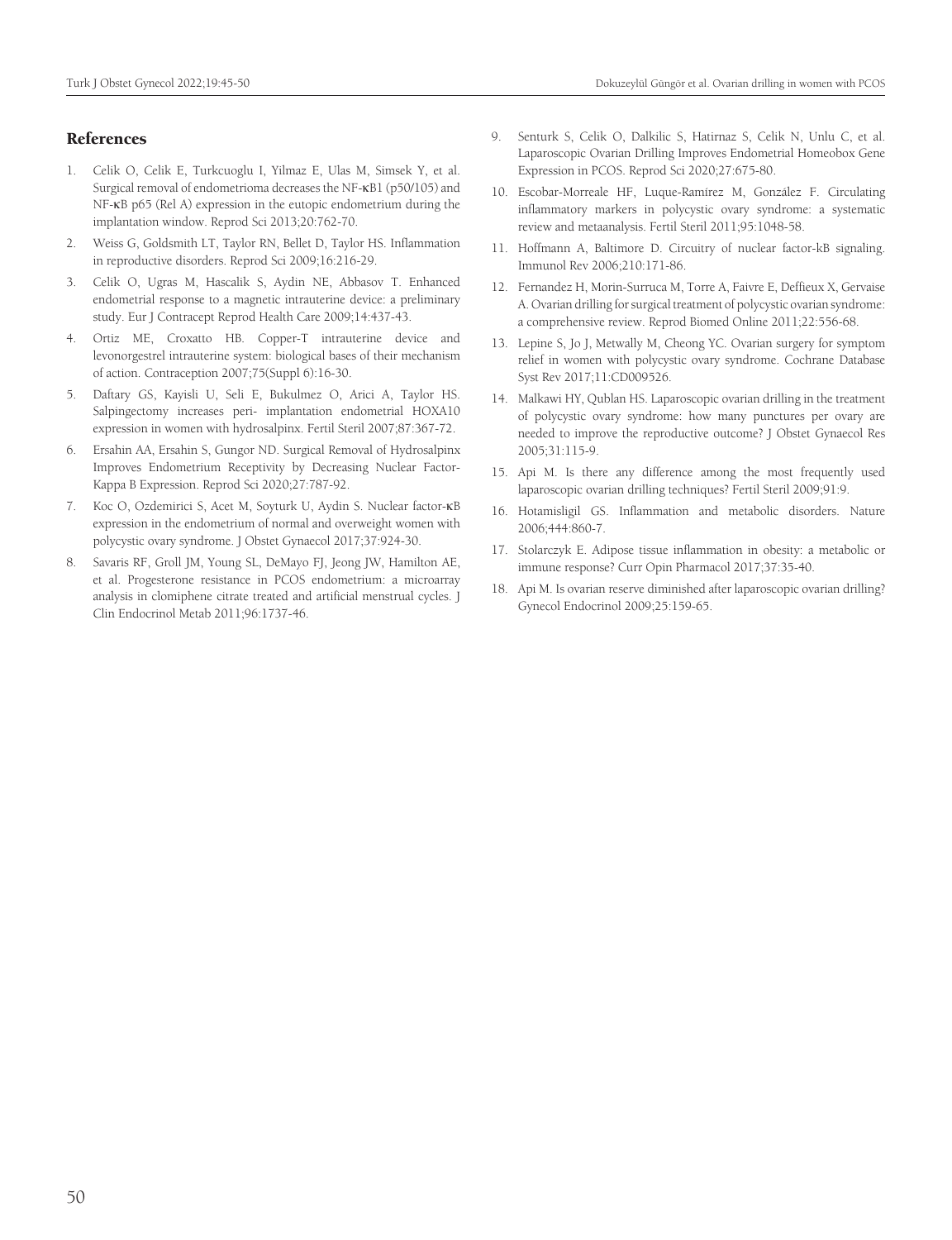## References

1. Celik O, Celik E, Turkcuoglu I, Yilmaz E, Ulas M, Simsek Y, et al. Surgical removal of endometrioma decreases the NF-κB1 (p50/105) and NF-κB p65 (Rel A) expression in the eutopic endometrium during the implantation window. Reprod Sci 2013;20:762-70.
2. Weiss G, Goldsmith LT, Taylor RN, Bellet D, Taylor HS. Inflammation in reproductive disorders. Reprod Sci 2009;16:216-29.
3. Celik O, Ugras M, Hascalik S, Aydin NE, Abbasov T. Enhanced endometrial response to a magnetic intrauterine device: a preliminary study. Eur J Contracept Reprod Health Care 2009;14:437-43.
4. Ortiz ME, Croxatto HB. Copper-T intrauterine device and levonorgestrel intrauterine system: biological bases of their mechanism of action. Contraception 2007;75(Suppl 6):16-30.
5. Daftary GS, Kayisli U, Seli E, Bukulmez O, Arici A, Taylor HS. Salpingectomy increases peri- implantation endometrial HOXA10 expression in women with hydrosalpinx. Fertil Steril 2007;87:367-72.
6. Ersahin AA, Ersahin S, Gungor ND. Surgical Removal of Hydrosalpinx Improves Endometrium Receptivity by Decreasing Nuclear Factor-Kappa B Expression. Reprod Sci 2020;27:787-92.
7. Koc O, Ozdemirici S, Acet M, Soyturk U, Aydin S. Nuclear factor-κB expression in the endometrium of normal and overweight women with polycystic ovary syndrome. J Obstet Gynaecol 2017;37:924-30.
8. Savaris RF, Groll JM, Young SL, DeMayo FJ, Jeong JW, Hamilton AE, et al. Progesterone resistance in PCOS endometrium: a microarray analysis in clomiphene citrate treated and artificial menstrual cycles. J Clin Endocrinol Metab 2011;96:1737-46.
9. Senturk S, Celik O, Dalkilic S, Hatirnaz S, Celik N, Unlu C, et al. Laparoscopic Ovarian Drilling Improves Endometrial Homeobox Gene Expression in PCOS. Reprod Sci 2020;27:675-80.
10. Escobar-Morreale HF, Luque-Ramírez M, González F. Circulating inflammatory markers in polycystic ovary syndrome: a systematic review and metaanalysis. Fertil Steril 2011;95:1048-58.
11. Hoffmann A, Baltimore D. Circuitry of nuclear factor-kB signaling. Immunol Rev 2006;210:171-86.
12. Fernandez H, Morin-Surruca M, Torre A, Faivre E, Deffieux X, Gervaise A. Ovarian drilling for surgical treatment of polycystic ovarian syndrome: a comprehensive review. Reprod Biomed Online 2011;22:556-68.
13. Lepine S, Jo J, Metwally M, Cheong YC. Ovarian surgery for symptom relief in women with polycystic ovary syndrome. Cochrane Database Syst Rev 2017;11:CD009526.
14. Malkawi HY, Qublan HS. Laparoscopic ovarian drilling in the treatment of polycystic ovary syndrome: how many punctures per ovary are needed to improve the reproductive outcome? J Obstet Gynaecol Res 2005;31:115-9.
15. Api M. Is there any difference among the most frequently used laparoscopic ovarian drilling techniques? Fertil Steril 2009;91:9.
16. Hotamisligil GS. Inflammation and metabolic disorders. Nature 2006;444:860-7.
17. Stolarczyk E. Adipose tissue inflammation in obesity: a metabolic or immune response? Curr Opin Pharmacol 2017;37:35-40.
18. Api M. Is ovarian reserve diminished after laparoscopic ovarian drilling? Gynecol Endocrinol 2009;25:159-65.